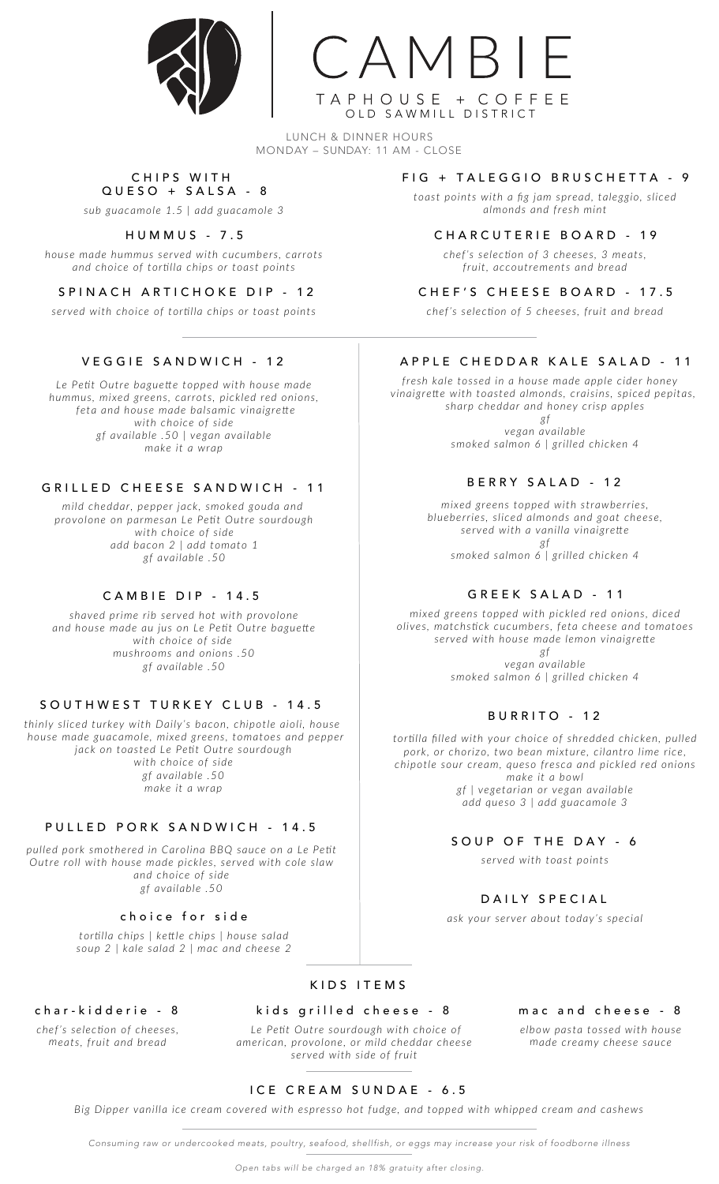# CAMBIE

TAPHOUSE + COFFEE
OLD SAWMILL DISTRICT

LUNCH & DINNER HOURS
MONDAY – SUNDAY: 11 AM - CLOSE

### CHIPS WITH QUESO + SALSA - 8

*sub guacamole 1.5 | add guacamole 3*

### HUMMUS - 7.5

*house made hummus served with cucumbers, carrots and choice of tortilla chips or toast points*

### SPINACH ARTICHOKE DIP - 12

*served with choice of tortilla chips or toast points*

### FIG + TALEGGIO BRUSCHETTA - 9

*toast points with a fig jam spread, taleggio, sliced almonds and fresh mint*

### CHARCUTERIE BOARD - 19

*chef's selection of 3 cheeses, 3 meats, fruit, accoutrements and bread*

### CHEF'S CHEESE BOARD - 17.5

*chef's selection of 5 cheeses, fruit and bread*

---

### VEGGIE SANDWICH - 12

*Le Petit Outre baguette topped with house made hummus, mixed greens, carrots, pickled red onions, feta and house made balsamic vinaigrette*
*with choice of side*
*gf available .50 | vegan available*
*make it a wrap*

### GRILLED CHEESE SANDWICH - 11

*mild cheddar, pepper jack, smoked gouda and provolone on parmesan Le Petit Outre sourdough*
*with choice of side*
*add bacon 2 | add tomato 1*
*gf available .50*

### CAMBIE DIP - 14.5

*shaved prime rib served hot with provolone and house made au jus on Le Petit Outre baguette*
*with choice of side*
*mushrooms and onions .50*
*gf available .50*

### SOUTHWEST TURKEY CLUB - 14.5

*thinly sliced turkey with Daily's bacon, chipotle aioli, house house made guacamole, mixed greens, tomatoes and pepper jack on toasted Le Petit Outre sourdough*
*with choice of side*
*gf available .50*
*make it a wrap*

### PULLED PORK SANDWICH - 14.5

*pulled pork smothered in Carolina BBQ sauce on a Le Petit Outre roll with house made pickles, served with cole slaw and choice of side*
*gf available .50*

### choice for side

*tortilla chips | kettle chips | house salad*
*soup 2 | kale salad 2 | mac and cheese 2*

### APPLE CHEDDAR KALE SALAD - 11

*fresh kale tossed in a house made apple cider honey vinaigrette with toasted almonds, craisins, spiced pepitas, sharp cheddar and honey crisp apples*
*gf*
*vegan available*
*smoked salmon 6 | grilled chicken 4*

### BERRY SALAD - 12

*mixed greens topped with strawberries, blueberries, sliced almonds and goat cheese, served with a vanilla vinaigrette*
*gf*
*smoked salmon 6 | grilled chicken 4*

### GREEK SALAD - 11

*mixed greens topped with pickled red onions, diced olives, matchstick cucumbers, feta cheese and tomatoes served with house made lemon vinaigrette*
*gf*
*vegan available*
*smoked salmon 6 | grilled chicken 4*

### BURRITO - 12

*tortilla filled with your choice of shredded chicken, pulled pork, or chorizo, two bean mixture, cilantro lime rice, chipotle sour cream, queso fresca and pickled red onions*
*make it a bowl*
*gf | vegetarian or vegan available*
*add queso 3 | add guacamole 3*

### SOUP OF THE DAY - 6

*served with toast points*

### DAILY SPECIAL

*ask your server about today's special*

---

## KIDS ITEMS

### char-kidderie - 8

*chef's selection of cheeses, meats, fruit and bread*

### kids grilled cheese - 8

*Le Petit Outre sourdough with choice of american, provolone, or mild cheddar cheese served with side of fruit*

### mac and cheese - 8

*elbow pasta tossed with house made creamy cheese sauce*

### ICE CREAM SUNDAE - 6.5

*Big Dipper vanilla ice cream covered with espresso hot fudge, and topped with whipped cream and cashews*

---

*Consuming raw or undercooked meats, poultry, seafood, shellfish, or eggs may increase your risk of foodborne illness*

*Open tabs will be charged an 18% gratuity after closing.*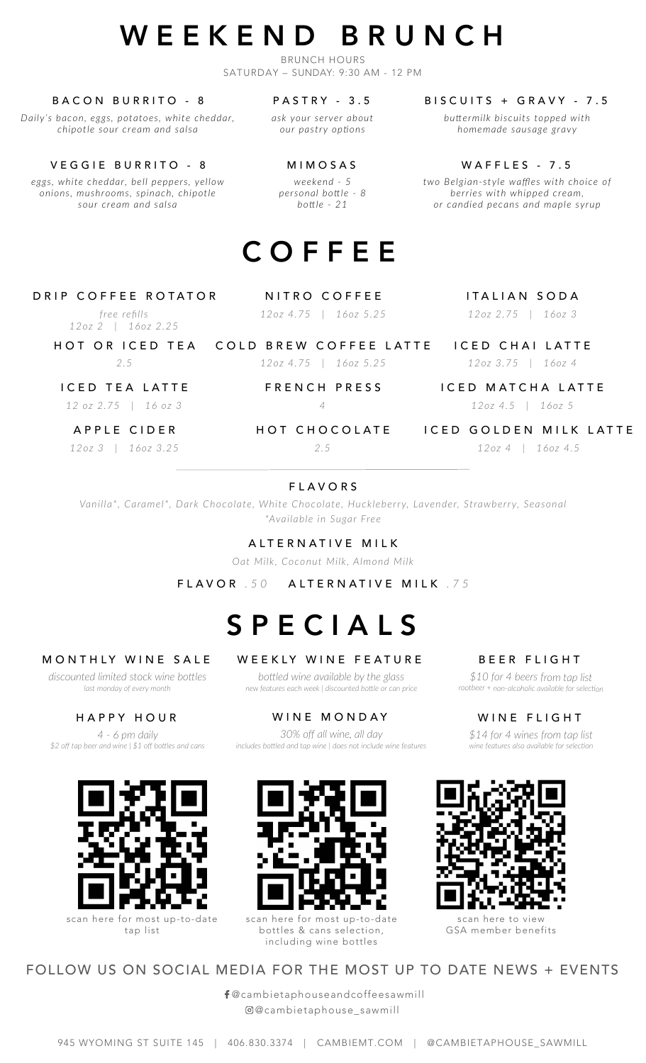# WEEKEND BRUNCH

BRUNCH HOURS
SATURDAY – SUNDAY: 9:30 AM - 12 PM

### BACON BURRITO - 8

*Daily's bacon, eggs, potatoes, white cheddar, chipotle sour cream and salsa*

### VEGGIE BURRITO - 8

*eggs, white cheddar, bell peppers, yellow onions, mushrooms, spinach, chipotle sour cream and salsa*

### PASTRY - 3.5

*ask your server about our pastry options*

### MIMOSAS

*weekend - 5*
*personal bottle - 8*
*bottle - 21*

### BISCUITS + GRAVY - 7.5

*buttermilk biscuits topped with homemade sausage gravy*

### WAFFLES - 7.5

*two Belgian-style waffles with choice of berries with whipped cream, or candied pecans and maple syrup*

# COFFEE

### DRIP COFFEE ROTATOR

*free refills*
*12oz 2 | 16oz 2.25*

### HOT OR ICED TEA

*2.5*

### ICED TEA LATTE

*12 oz 2.75 | 16 oz 3*

### APPLE CIDER

*12oz 3 | 16oz 3.25*

### NITRO COFFEE

*12oz 4.75 | 16oz 5.25*

### COLD BREW COFFEE LATTE

*12oz 4.75 | 16oz 5.25*

### FRENCH PRESS

*4*

### HOT CHOCOLATE

*2.5*

### ITALIAN SODA

*12oz 2.75 | 16oz 3*

### ICED CHAI LATTE

*12oz 3.75 | 16oz 4*

### ICED MATCHA LATTE

*12oz 4.5 | 16oz 5*

### ICED GOLDEN MILK LATTE

*12oz 4 | 16oz 4.5*

### FLAVORS

*Vanilla*, Caramel*, Dark Chocolate, White Chocolate, Huckleberry, Lavender, Strawberry, Seasonal*
*\*Available in Sugar Free*

### ALTERNATIVE MILK

*Oat Milk, Coconut Milk, Almond Milk*

**FLAVOR** *.50* **ALTERNATIVE MILK** *.75*

# SPECIALS

### MONTHLY WINE SALE

*discounted limited stock wine bottles*
*last monday of every month*

### HAPPY HOUR

*4 - 6 pm daily*
*$2 off tap beer and wine | $1 off bottles and cans*

### WEEKLY WINE FEATURE

*bottled wine available by the glass*
*new features each week | discounted bottle or can price*

### WINE MONDAY

*30% off all wine, all day*
*includes bottled and tap wine | does not include wine features*

### BEER FLIGHT

*$10 for 4 beers from tap list*
*rootbeer + non-alcoholic available for selection*

### WINE FLIGHT

*$14 for 4 wines from tap list*
*wine features also available for selection*

scan here for most up-to-date tap list

scan here for most up-to-date bottles & cans selection, including wine bottles

scan here to view GSA member benefits

## FOLLOW US ON SOCIAL MEDIA FOR THE MOST UP TO DATE NEWS + EVENTS

@cambietaphouseandcoffeesawmill
@cambietaphouse_sawmill

945 WYOMING ST SUITE 145 | 406.830.3374 | CAMBIEMT.COM | @CAMBIETAPHOUSE_SAWMILL